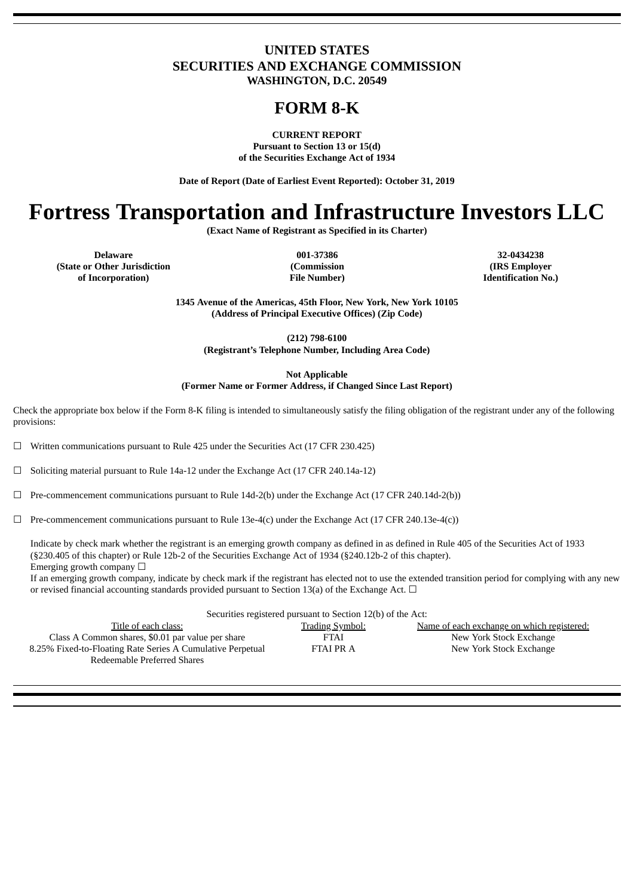# UNITED STATES
# SECURITIES AND EXCHANGE COMMISSION
**WASHINGTON, D.C. 20549**

# FORM 8-K

**CURRENT REPORT**
**Pursuant to Section 13 or 15(d)**
**of the Securities Exchange Act of 1934**

**Date of Report (Date of Earliest Event Reported): October 31, 2019**

# Fortress Transportation and Infrastructure Investors LLC

**(Exact Name of Registrant as Specified in its Charter)**

| Delaware | 001-37386 | 32-0434238 |
|---|---|---|
| (State or Other Jurisdiction of Incorporation) | (Commission File Number) | (IRS Employer Identification No.) |

**1345 Avenue of the Americas, 45th Floor, New York, New York 10105**
**(Address of Principal Executive Offices) (Zip Code)**

**(212) 798-6100**
**(Registrant's Telephone Number, Including Area Code)**

**Not Applicable**
**(Former Name or Former Address, if Changed Since Last Report)**

Check the appropriate box below if the Form 8-K filing is intended to simultaneously satisfy the filing obligation of the registrant under any of the following provisions:

☐ Written communications pursuant to Rule 425 under the Securities Act (17 CFR 230.425)

☐ Soliciting material pursuant to Rule 14a-12 under the Exchange Act (17 CFR 240.14a-12)

☐ Pre-commencement communications pursuant to Rule 14d-2(b) under the Exchange Act (17 CFR 240.14d-2(b))

☐ Pre-commencement communications pursuant to Rule 13e-4(c) under the Exchange Act (17 CFR 240.13e-4(c))

Indicate by check mark whether the registrant is an emerging growth company as defined in as defined in Rule 405 of the Securities Act of 1933 (§230.405 of this chapter) or Rule 12b-2 of the Securities Exchange Act of 1934 (§240.12b-2 of this chapter).
Emerging growth company ☐
If an emerging growth company, indicate by check mark if the registrant has elected not to use the extended transition period for complying with any new or revised financial accounting standards provided pursuant to Section 13(a) of the Exchange Act. ☐

Securities registered pursuant to Section 12(b) of the Act:

| Title of each class: | Trading Symbol: | Name of each exchange on which registered: |
|---|---|---|
| Class A Common shares, $0.01 par value per share | FTAI | New York Stock Exchange |
| 8.25% Fixed-to-Floating Rate Series A Cumulative Perpetual Redeemable Preferred Shares | FTAI PR A | New York Stock Exchange |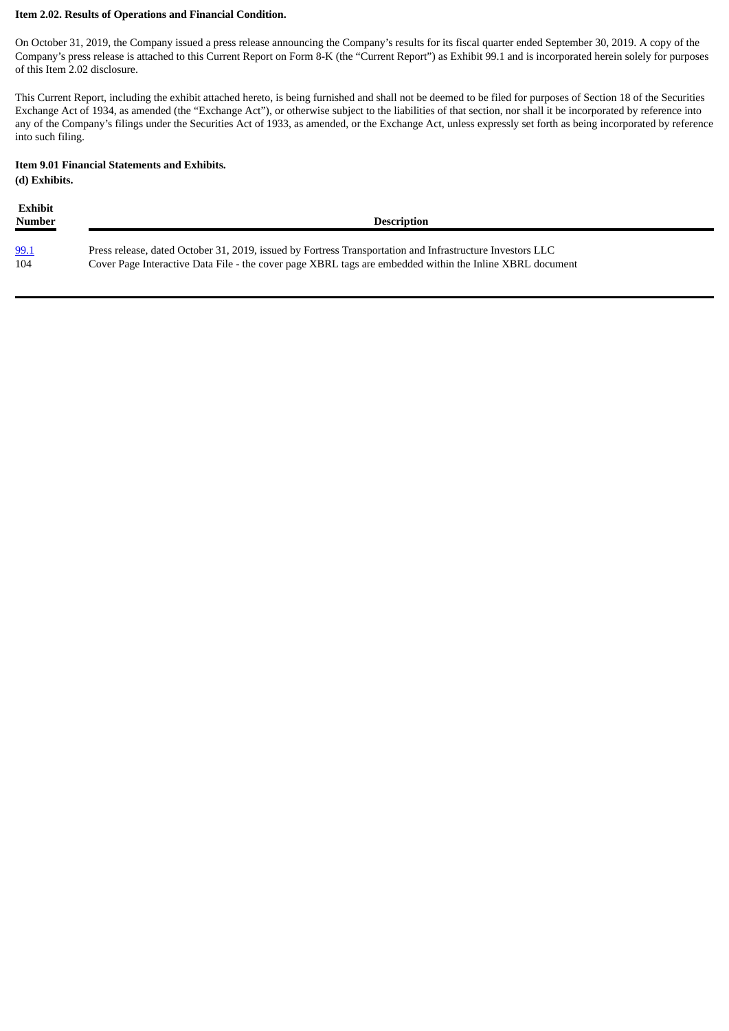**Item 2.02. Results of Operations and Financial Condition.**

On October 31, 2019, the Company issued a press release announcing the Company's results for its fiscal quarter ended September 30, 2019. A copy of the Company's press release is attached to this Current Report on Form 8-K (the "Current Report") as Exhibit 99.1 and is incorporated herein solely for purposes of this Item 2.02 disclosure.

This Current Report, including the exhibit attached hereto, is being furnished and shall not be deemed to be filed for purposes of Section 18 of the Securities Exchange Act of 1934, as amended (the "Exchange Act"), or otherwise subject to the liabilities of that section, nor shall it be incorporated by reference into any of the Company's filings under the Securities Act of 1933, as amended, or the Exchange Act, unless expressly set forth as being incorporated by reference into such filing.

**Item 9.01 Financial Statements and Exhibits.**

**(d) Exhibits.**

| Exhibit Number | Description |
|---|---|
| 99.1 | Press release, dated October 31, 2019, issued by Fortress Transportation and Infrastructure Investors LLC |
| 104 | Cover Page Interactive Data File - the cover page XBRL tags are embedded within the Inline XBRL document |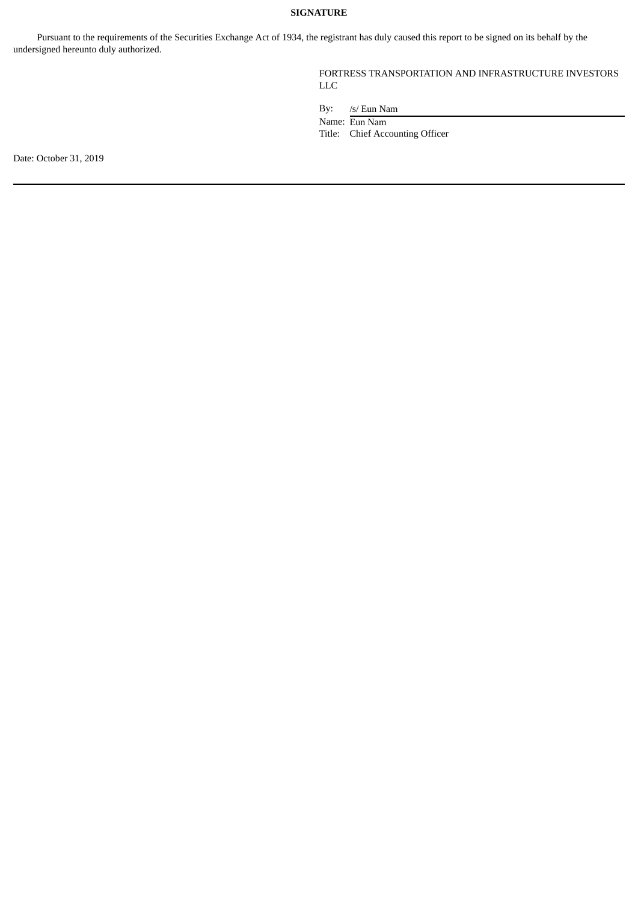**SIGNATURE**

Pursuant to the requirements of the Securities Exchange Act of 1934, the registrant has duly caused this report to be signed on its behalf by the undersigned hereunto duly authorized.

FORTRESS TRANSPORTATION AND INFRASTRUCTURE INVESTORS LLC

By: /s/ Eun Nam
Name: Eun Nam
Title: Chief Accounting Officer

Date: October 31, 2019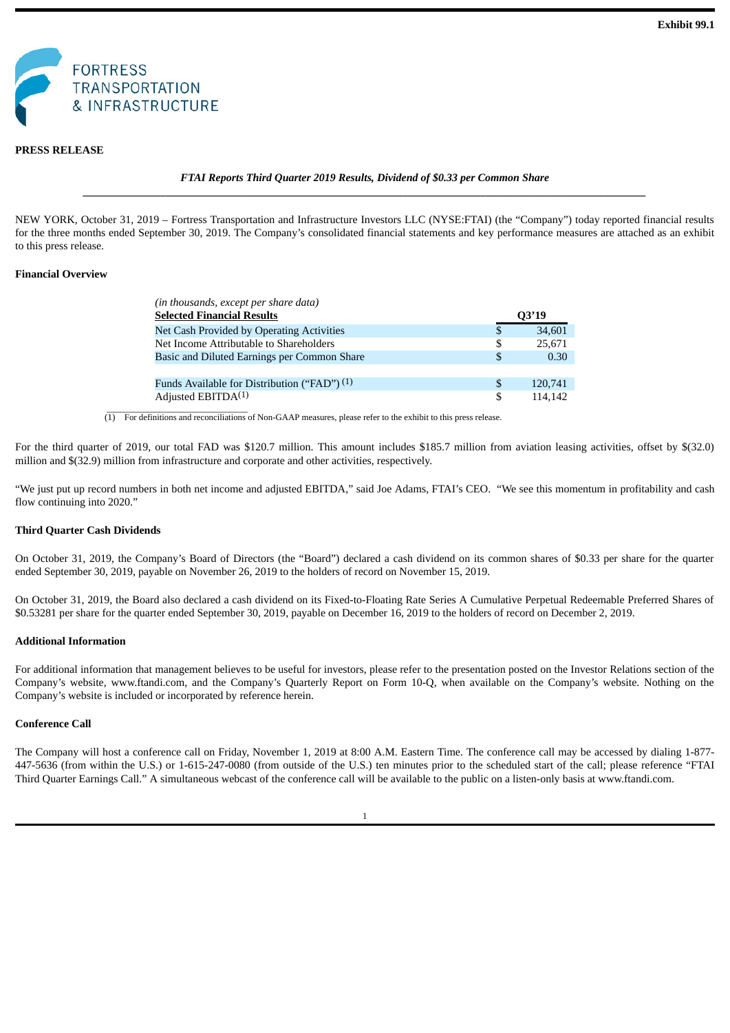**Exhibit 99.1**

FORTRESS TRANSPORTATION & INFRASTRUCTURE

**PRESS RELEASE**

***FTAI Reports Third Quarter 2019 Results, Dividend of $0.33 per Common Share***

NEW YORK, October 31, 2019 – Fortress Transportation and Infrastructure Investors LLC (NYSE:FTAI) (the "Company") today reported financial results for the three months ended September 30, 2019. The Company's consolidated financial statements and key performance measures are attached as an exhibit to this press release.

**Financial Overview**

| *(in thousands, except per share data)* **Selected Financial Results** | | **Q3'19** |
|---|---|---|
| Net Cash Provided by Operating Activities | $ | 34,601 |
| Net Income Attributable to Shareholders | $ | 25,671 |
| Basic and Diluted Earnings per Common Share | $ | 0.30 |
| | | |
| Funds Available for Distribution ("FAD") (1) | $ | 120,741 |
| Adjusted EBITDA(1) | $ | 114,142 |

(1) For definitions and reconciliations of Non-GAAP measures, please refer to the exhibit to this press release.

For the third quarter of 2019, our total FAD was $120.7 million. This amount includes $185.7 million from aviation leasing activities, offset by $(32.0) million and $(32.9) million from infrastructure and corporate and other activities, respectively.

"We just put up record numbers in both net income and adjusted EBITDA," said Joe Adams, FTAI's CEO. "We see this momentum in profitability and cash flow continuing into 2020."

**Third Quarter Cash Dividends**

On October 31, 2019, the Company's Board of Directors (the "Board") declared a cash dividend on its common shares of $0.33 per share for the quarter ended September 30, 2019, payable on November 26, 2019 to the holders of record on November 15, 2019.

On October 31, 2019, the Board also declared a cash dividend on its Fixed-to-Floating Rate Series A Cumulative Perpetual Redeemable Preferred Shares of $0.53281 per share for the quarter ended September 30, 2019, payable on December 16, 2019 to the holders of record on December 2, 2019.

**Additional Information**

For additional information that management believes to be useful for investors, please refer to the presentation posted on the Investor Relations section of the Company's website, www.ftandi.com, and the Company's Quarterly Report on Form 10-Q, when available on the Company's website. Nothing on the Company's website is included or incorporated by reference herein.

**Conference Call**

The Company will host a conference call on Friday, November 1, 2019 at 8:00 A.M. Eastern Time. The conference call may be accessed by dialing 1-877-447-5636 (from within the U.S.) or 1-615-247-0080 (from outside of the U.S.) ten minutes prior to the scheduled start of the call; please reference "FTAI Third Quarter Earnings Call." A simultaneous webcast of the conference call will be available to the public on a listen-only basis at www.ftandi.com.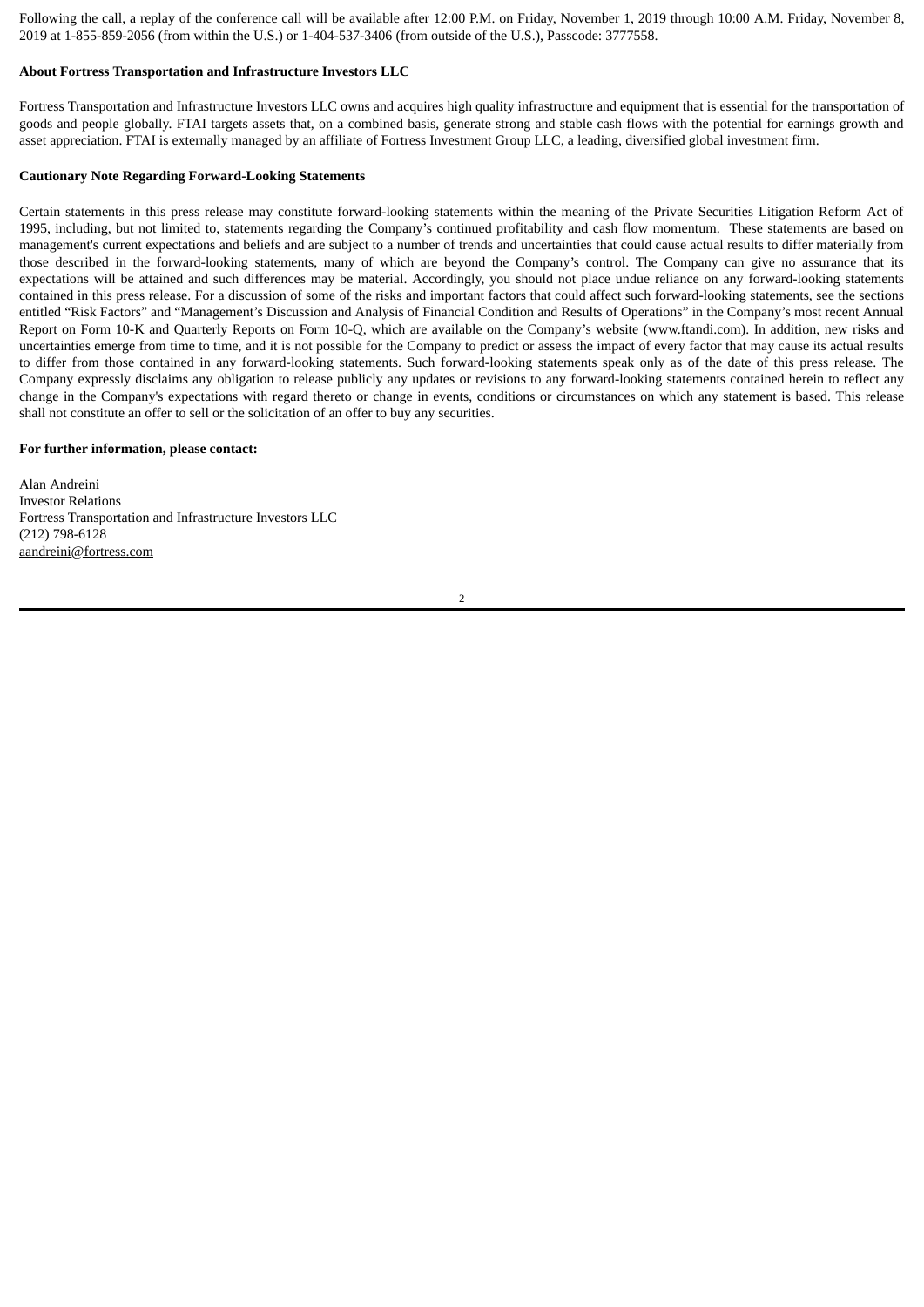Following the call, a replay of the conference call will be available after 12:00 P.M. on Friday, November 1, 2019 through 10:00 A.M. Friday, November 8, 2019 at 1-855-859-2056 (from within the U.S.) or 1-404-537-3406 (from outside of the U.S.), Passcode: 3777558.

**About Fortress Transportation and Infrastructure Investors LLC**

Fortress Transportation and Infrastructure Investors LLC owns and acquires high quality infrastructure and equipment that is essential for the transportation of goods and people globally. FTAI targets assets that, on a combined basis, generate strong and stable cash flows with the potential for earnings growth and asset appreciation. FTAI is externally managed by an affiliate of Fortress Investment Group LLC, a leading, diversified global investment firm.

**Cautionary Note Regarding Forward-Looking Statements**

Certain statements in this press release may constitute forward-looking statements within the meaning of the Private Securities Litigation Reform Act of 1995, including, but not limited to, statements regarding the Company's continued profitability and cash flow momentum. These statements are based on management's current expectations and beliefs and are subject to a number of trends and uncertainties that could cause actual results to differ materially from those described in the forward-looking statements, many of which are beyond the Company's control. The Company can give no assurance that its expectations will be attained and such differences may be material. Accordingly, you should not place undue reliance on any forward-looking statements contained in this press release. For a discussion of some of the risks and important factors that could affect such forward-looking statements, see the sections entitled "Risk Factors" and "Management's Discussion and Analysis of Financial Condition and Results of Operations" in the Company's most recent Annual Report on Form 10-K and Quarterly Reports on Form 10-Q, which are available on the Company's website (www.ftandi.com). In addition, new risks and uncertainties emerge from time to time, and it is not possible for the Company to predict or assess the impact of every factor that may cause its actual results to differ from those contained in any forward-looking statements. Such forward-looking statements speak only as of the date of this press release. The Company expressly disclaims any obligation to release publicly any updates or revisions to any forward-looking statements contained herein to reflect any change in the Company's expectations with regard thereto or change in events, conditions or circumstances on which any statement is based. This release shall not constitute an offer to sell or the solicitation of an offer to buy any securities.

**For further information, please contact:**

Alan Andreini
Investor Relations
Fortress Transportation and Infrastructure Investors LLC
(212) 798-6128
aandreini@fortress.com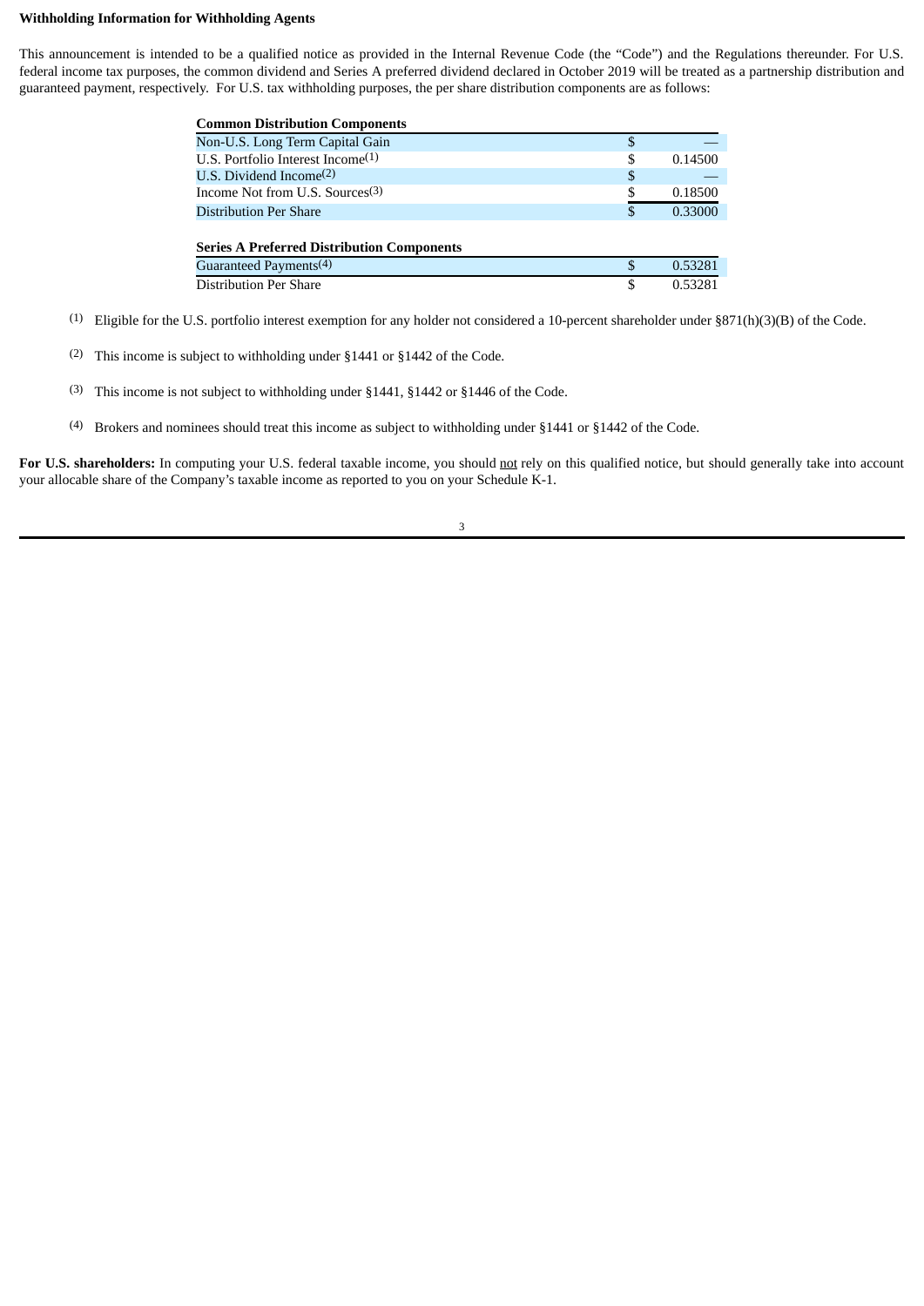**Withholding Information for Withholding Agents**

This announcement is intended to be a qualified notice as provided in the Internal Revenue Code (the "Code") and the Regulations thereunder. For U.S. federal income tax purposes, the common dividend and Series A preferred dividend declared in October 2019 will be treated as a partnership distribution and guaranteed payment, respectively. For U.S. tax withholding purposes, the per share distribution components are as follows:

| **Common Distribution Components** | | |
|---|---|---|
| Non-U.S. Long Term Capital Gain | $ | — |
| U.S. Portfolio Interest Income[(1)] | $ | 0.14500 |
| U.S. Dividend Income[(2)] | $ | — |
| Income Not from U.S. Sources[(3)] | $ | 0.18500 |
| Distribution Per Share | $ | 0.33000 |

| **Series A Preferred Distribution Components** | | |
|---|---|---|
| Guaranteed Payments[(4)] | $ | 0.53281 |
| Distribution Per Share | $ | 0.53281 |

(1) Eligible for the U.S. portfolio interest exemption for any holder not considered a 10-percent shareholder under §871(h)(3)(B) of the Code.

(2) This income is subject to withholding under §1441 or §1442 of the Code.

(3) This income is not subject to withholding under §1441, §1442 or §1446 of the Code.

(4) Brokers and nominees should treat this income as subject to withholding under §1441 or §1442 of the Code.

**For U.S. shareholders:** In computing your U.S. federal taxable income, you should not rely on this qualified notice, but should generally take into account your allocable share of the Company's taxable income as reported to you on your Schedule K-1.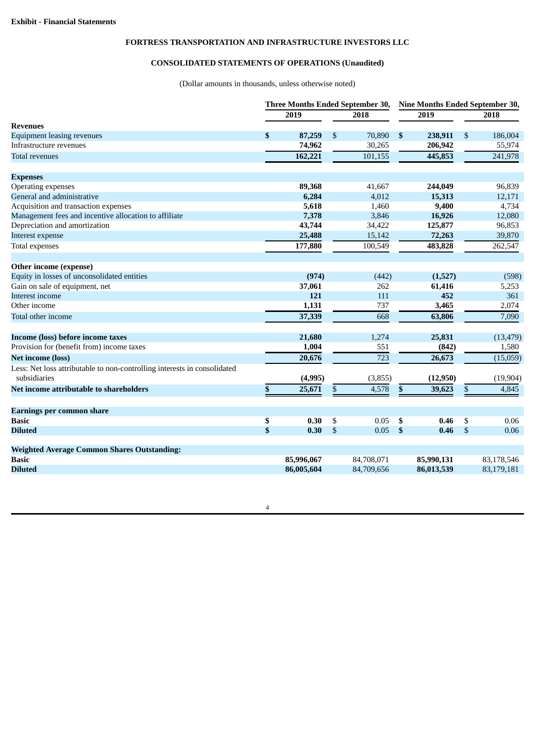**Exhibit - Financial Statements**

**FORTRESS TRANSPORTATION AND INFRASTRUCTURE INVESTORS LLC**

**CONSOLIDATED STATEMENTS OF OPERATIONS (Unaudited)**

(Dollar amounts in thousands, unless otherwise noted)

| | Three Months Ended September 30, | | Nine Months Ended September 30, | |
|---|---|---|---|---|
| | 2019 | 2018 | 2019 | 2018 |
| **Revenues** | | | | |
| Equipment leasing revenues | $ 87,259 | $ 70,890 | $ 238,911 | $ 186,004 |
| Infrastructure revenues | 74,962 | 30,265 | 206,942 | 55,974 |
| Total revenues | 162,221 | 101,155 | 445,853 | 241,978 |
| | | | | |
| **Expenses** | | | | |
| Operating expenses | 89,368 | 41,667 | 244,049 | 96,839 |
| General and administrative | 6,284 | 4,012 | 15,313 | 12,171 |
| Acquisition and transaction expenses | 5,618 | 1,460 | 9,400 | 4,734 |
| Management fees and incentive allocation to affiliate | 7,378 | 3,846 | 16,926 | 12,080 |
| Depreciation and amortization | 43,744 | 34,422 | 125,877 | 96,853 |
| Interest expense | 25,488 | 15,142 | 72,263 | 39,870 |
| Total expenses | 177,880 | 100,549 | 483,828 | 262,547 |
| | | | | |
| **Other income (expense)** | | | | |
| Equity in losses of unconsolidated entities | (974) | (442) | (1,527) | (598) |
| Gain on sale of equipment, net | 37,061 | 262 | 61,416 | 5,253 |
| Interest income | 121 | 111 | 452 | 361 |
| Other income | 1,131 | 737 | 3,465 | 2,074 |
| Total other income | 37,339 | 668 | 63,806 | 7,090 |
| | | | | |
| **Income (loss) before income taxes** | 21,680 | 1,274 | 25,831 | (13,479) |
| Provision for (benefit from) income taxes | 1,004 | 551 | (842) | 1,580 |
| **Net income (loss)** | 20,676 | 723 | 26,673 | (15,059) |
| Less: Net loss attributable to non-controlling interests in consolidated subsidiaries | (4,995) | (3,855) | (12,950) | (19,904) |
| **Net income attributable to shareholders** | $ 25,671 | $ 4,578 | $ 39,623 | $ 4,845 |
| | | | | |
| **Earnings per common share** | | | | |
| **Basic** | $ 0.30 | $ 0.05 | $ 0.46 | $ 0.06 |
| **Diluted** | $ 0.30 | $ 0.05 | $ 0.46 | $ 0.06 |
| | | | | |
| **Weighted Average Common Shares Outstanding:** | | | | |
| **Basic** | 85,996,067 | 84,708,071 | 85,990,131 | 83,178,546 |
| **Diluted** | 86,005,604 | 84,709,656 | 86,013,539 | 83,179,181 |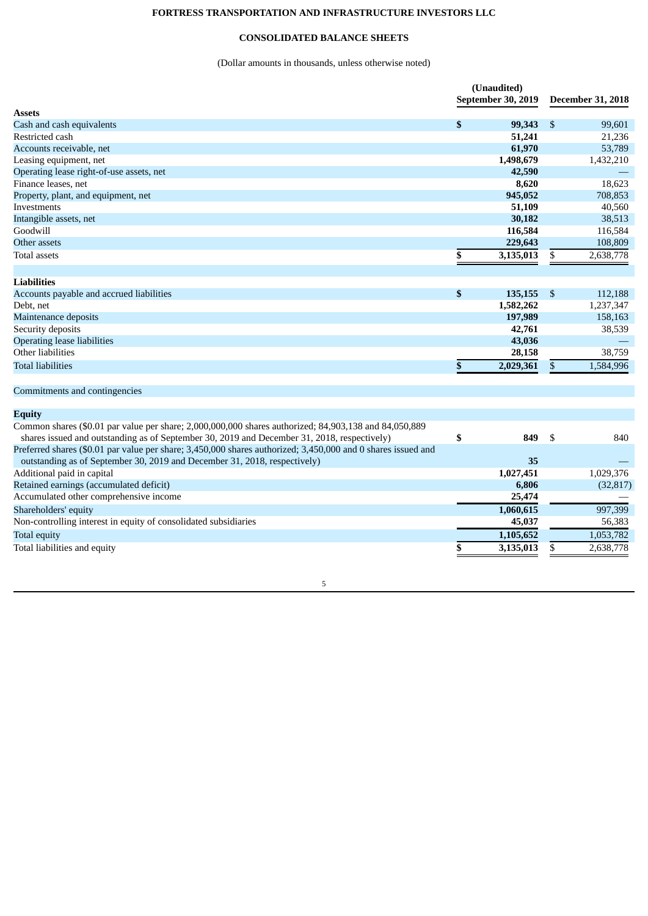# FORTRESS TRANSPORTATION AND INFRASTRUCTURE INVESTORS LLC

## CONSOLIDATED BALANCE SHEETS

(Dollar amounts in thousands, unless otherwise noted)

| | (Unaudited) September 30, 2019 | December 31, 2018 |
|---|---|---|
| **Assets** | | |
| Cash and cash equivalents | **$ 99,343** | $ 99,601 |
| Restricted cash | **51,241** | 21,236 |
| Accounts receivable, net | **61,970** | 53,789 |
| Leasing equipment, net | **1,498,679** | 1,432,210 |
| Operating lease right-of-use assets, net | **42,590** | — |
| Finance leases, net | **8,620** | 18,623 |
| Property, plant, and equipment, net | **945,052** | 708,853 |
| Investments | **51,109** | 40,560 |
| Intangible assets, net | **30,182** | 38,513 |
| Goodwill | **116,584** | 116,584 |
| Other assets | **229,643** | 108,809 |
| Total assets | **$ 3,135,013** | $ 2,638,778 |
| | | |
| **Liabilities** | | |
| Accounts payable and accrued liabilities | **$ 135,155** | $ 112,188 |
| Debt, net | **1,582,262** | 1,237,347 |
| Maintenance deposits | **197,989** | 158,163 |
| Security deposits | **42,761** | 38,539 |
| Operating lease liabilities | **43,036** | — |
| Other liabilities | **28,158** | 38,759 |
| Total liabilities | **$ 2,029,361** | $ 1,584,996 |
| | | |
| Commitments and contingencies | | |
| | | |
| **Equity** | | |
| Common shares ($0.01 par value per share; 2,000,000,000 shares authorized; 84,903,138 and 84,050,889 shares issued and outstanding as of September 30, 2019 and December 31, 2018, respectively) | **$ 849** | $ 840 |
| Preferred shares ($0.01 par value per share; 3,450,000 shares authorized; 3,450,000 and 0 shares issued and outstanding as of September 30, 2019 and December 31, 2018, respectively) | **35** | — |
| Additional paid in capital | **1,027,451** | 1,029,376 |
| Retained earnings (accumulated deficit) | **6,806** | (32,817) |
| Accumulated other comprehensive income | **25,474** | — |
| Shareholders' equity | **1,060,615** | 997,399 |
| Non-controlling interest in equity of consolidated subsidiaries | **45,037** | 56,383 |
| Total equity | **1,105,652** | 1,053,782 |
| Total liabilities and equity | **$ 3,135,013** | $ 2,638,778 |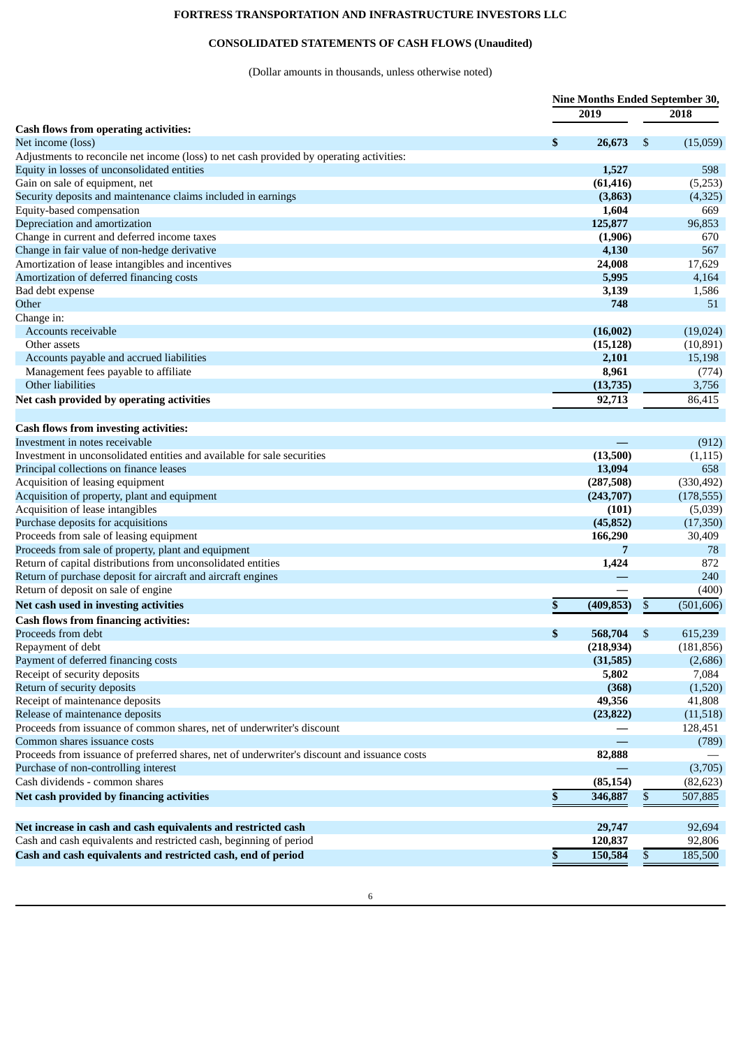**FORTRESS TRANSPORTATION AND INFRASTRUCTURE INVESTORS LLC**

**CONSOLIDATED STATEMENTS OF CASH FLOWS (Unaudited)**

(Dollar amounts in thousands, unless otherwise noted)

| | Nine Months Ended September 30, | |
|---|---|---|
| | 2019 | 2018 |
| **Cash flows from operating activities:** | | |
| Net income (loss) | $ 26,673 | $ (15,059) |
| Adjustments to reconcile net income (loss) to net cash provided by operating activities: | | |
| Equity in losses of unconsolidated entities | 1,527 | 598 |
| Gain on sale of equipment, net | (61,416) | (5,253) |
| Security deposits and maintenance claims included in earnings | (3,863) | (4,325) |
| Equity-based compensation | 1,604 | 669 |
| Depreciation and amortization | 125,877 | 96,853 |
| Change in current and deferred income taxes | (1,906) | 670 |
| Change in fair value of non-hedge derivative | 4,130 | 567 |
| Amortization of lease intangibles and incentives | 24,008 | 17,629 |
| Amortization of deferred financing costs | 5,995 | 4,164 |
| Bad debt expense | 3,139 | 1,586 |
| Other | 748 | 51 |
| Change in: | | |
| Accounts receivable | (16,002) | (19,024) |
| Other assets | (15,128) | (10,891) |
| Accounts payable and accrued liabilities | 2,101 | 15,198 |
| Management fees payable to affiliate | 8,961 | (774) |
| Other liabilities | (13,735) | 3,756 |
| **Net cash provided by operating activities** | 92,713 | 86,415 |
| | | |
| **Cash flows from investing activities:** | | |
| Investment in notes receivable | — | (912) |
| Investment in unconsolidated entities and available for sale securities | (13,500) | (1,115) |
| Principal collections on finance leases | 13,094 | 658 |
| Acquisition of leasing equipment | (287,508) | (330,492) |
| Acquisition of property, plant and equipment | (243,707) | (178,555) |
| Acquisition of lease intangibles | (101) | (5,039) |
| Purchase deposits for acquisitions | (45,852) | (17,350) |
| Proceeds from sale of leasing equipment | 166,290 | 30,409 |
| Proceeds from sale of property, plant and equipment | 7 | 78 |
| Return of capital distributions from unconsolidated entities | 1,424 | 872 |
| Return of purchase deposit for aircraft and aircraft engines | — | 240 |
| Return of deposit on sale of engine | — | (400) |
| **Net cash used in investing activities** | $ (409,853) | $ (501,606) |
| **Cash flows from financing activities:** | | |
| Proceeds from debt | $ 568,704 | $ 615,239 |
| Repayment of debt | (218,934) | (181,856) |
| Payment of deferred financing costs | (31,585) | (2,686) |
| Receipt of security deposits | 5,802 | 7,084 |
| Return of security deposits | (368) | (1,520) |
| Receipt of maintenance deposits | 49,356 | 41,808 |
| Release of maintenance deposits | (23,822) | (11,518) |
| Proceeds from issuance of common shares, net of underwriter's discount | — | 128,451 |
| Common shares issuance costs | — | (789) |
| Proceeds from issuance of preferred shares, net of underwriter's discount and issuance costs | 82,888 | — |
| Purchase of non-controlling interest | — | (3,705) |
| Cash dividends - common shares | (85,154) | (82,623) |
| **Net cash provided by financing activities** | $ 346,887 | $ 507,885 |
| | | |
| **Net increase in cash and cash equivalents and restricted cash** | 29,747 | 92,694 |
| Cash and cash equivalents and restricted cash, beginning of period | 120,837 | 92,806 |
| **Cash and cash equivalents and restricted cash, end of period** | $ 150,584 | $ 185,500 |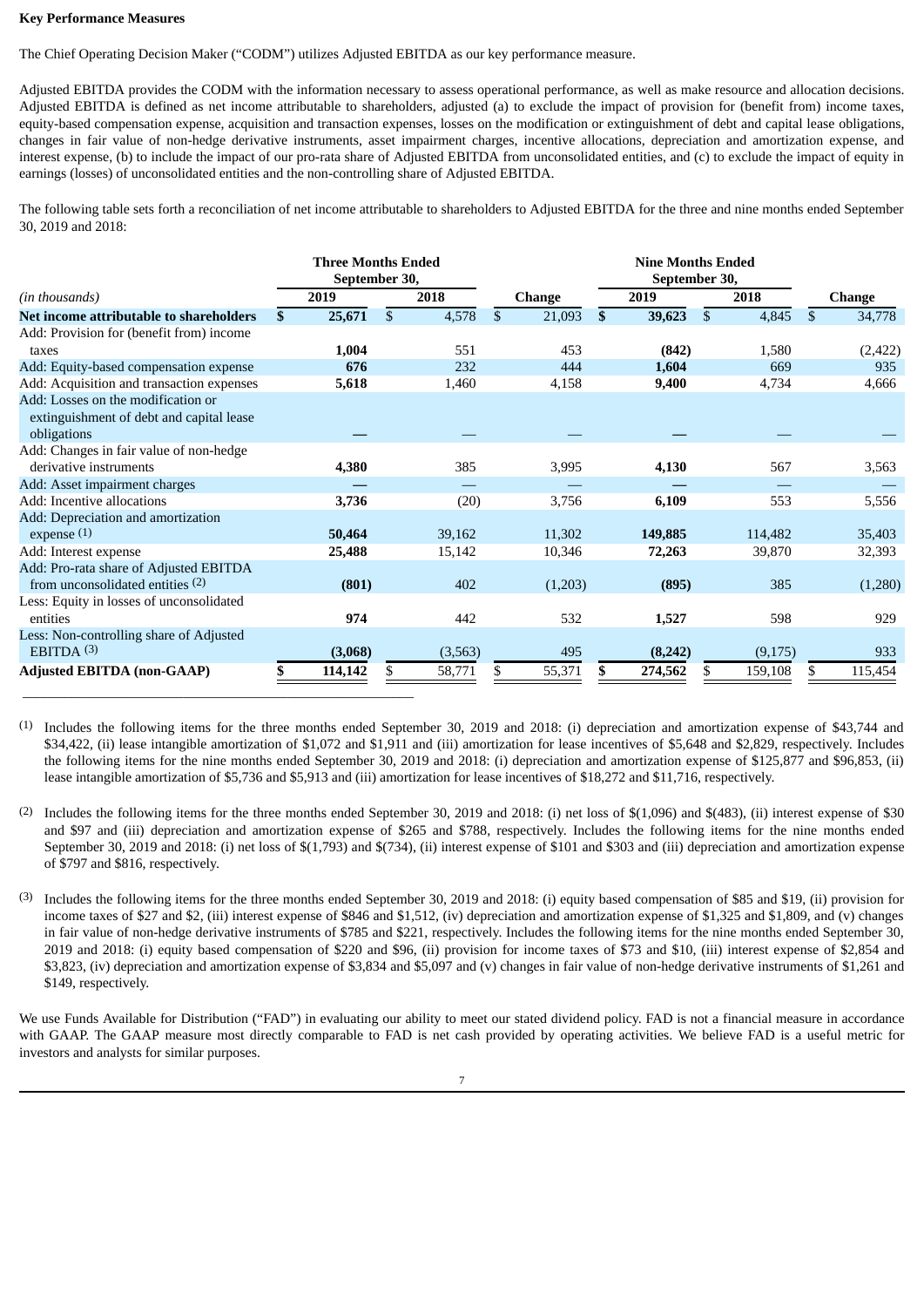**Key Performance Measures**

The Chief Operating Decision Maker ("CODM") utilizes Adjusted EBITDA as our key performance measure.

Adjusted EBITDA provides the CODM with the information necessary to assess operational performance, as well as make resource and allocation decisions. Adjusted EBITDA is defined as net income attributable to shareholders, adjusted (a) to exclude the impact of provision for (benefit from) income taxes, equity-based compensation expense, acquisition and transaction expenses, losses on the modification or extinguishment of debt and capital lease obligations, changes in fair value of non-hedge derivative instruments, asset impairment charges, incentive allocations, depreciation and amortization expense, and interest expense, (b) to include the impact of our pro-rata share of Adjusted EBITDA from unconsolidated entities, and (c) to exclude the impact of equity in earnings (losses) of unconsolidated entities and the non-controlling share of Adjusted EBITDA.

The following table sets forth a reconciliation of net income attributable to shareholders to Adjusted EBITDA for the three and nine months ended September 30, 2019 and 2018:

| | Three Months Ended September 30, | | | Nine Months Ended September 30, | | |
|---|---|---|---|---|---|---|
| *(in thousands)* | **2019** | **2018** | **Change** | **2019** | **2018** | **Change** |
| **Net income attributable to shareholders** | **$ 25,671** | $ 4,578 | $ 21,093 | **$ 39,623** | $ 4,845 | $ 34,778 |
| Add: Provision for (benefit from) income taxes | **1,004** | 551 | 453 | **(842)** | 1,580 | (2,422) |
| Add: Equity-based compensation expense | **676** | 232 | 444 | **1,604** | 669 | 935 |
| Add: Acquisition and transaction expenses | **5,618** | 1,460 | 4,158 | **9,400** | 4,734 | 4,666 |
| Add: Losses on the modification or extinguishment of debt and capital lease obligations | **—** | — | — | **—** | — | — |
| Add: Changes in fair value of non-hedge derivative instruments | **4,380** | 385 | 3,995 | **4,130** | 567 | 3,563 |
| Add: Asset impairment charges | **—** | — | — | **—** | — | — |
| Add: Incentive allocations | **3,736** | (20) | 3,756 | **6,109** | 553 | 5,556 |
| Add: Depreciation and amortization expense (1) | **50,464** | 39,162 | 11,302 | **149,885** | 114,482 | 35,403 |
| Add: Interest expense | **25,488** | 15,142 | 10,346 | **72,263** | 39,870 | 32,393 |
| Add: Pro-rata share of Adjusted EBITDA from unconsolidated entities (2) | **(801)** | 402 | (1,203) | **(895)** | 385 | (1,280) |
| Less: Equity in losses of unconsolidated entities | **974** | 442 | 532 | **1,527** | 598 | 929 |
| Less: Non-controlling share of Adjusted EBITDA (3) | **(3,068)** | (3,563) | 495 | **(8,242)** | (9,175) | 933 |
| **Adjusted EBITDA (non-GAAP)** | **$ 114,142** | $ 58,771 | $ 55,371 | **$ 274,562** | $ 159,108 | $ 115,454 |

(1) Includes the following items for the three months ended September 30, 2019 and 2018: (i) depreciation and amortization expense of $43,744 and $34,422, (ii) lease intangible amortization of $1,072 and $1,911 and (iii) amortization for lease incentives of $5,648 and $2,829, respectively. Includes the following items for the nine months ended September 30, 2019 and 2018: (i) depreciation and amortization expense of $125,877 and $96,853, (ii) lease intangible amortization of $5,736 and $5,913 and (iii) amortization for lease incentives of $18,272 and $11,716, respectively.

(2) Includes the following items for the three months ended September 30, 2019 and 2018: (i) net loss of $(1,096) and $(483), (ii) interest expense of $30 and $97 and (iii) depreciation and amortization expense of $265 and $788, respectively. Includes the following items for the nine months ended September 30, 2019 and 2018: (i) net loss of $(1,793) and $(734), (ii) interest expense of $101 and $303 and (iii) depreciation and amortization expense of $797 and $816, respectively.

(3) Includes the following items for the three months ended September 30, 2019 and 2018: (i) equity based compensation of $85 and $19, (ii) provision for income taxes of $27 and $2, (iii) interest expense of $846 and $1,512, (iv) depreciation and amortization expense of $1,325 and $1,809, and (v) changes in fair value of non-hedge derivative instruments of $785 and $221, respectively. Includes the following items for the nine months ended September 30, 2019 and 2018: (i) equity based compensation of $220 and $96, (ii) provision for income taxes of $73 and $10, (iii) interest expense of $2,854 and $3,823, (iv) depreciation and amortization expense of $3,834 and $5,097 and (v) changes in fair value of non-hedge derivative instruments of $1,261 and $149, respectively.

We use Funds Available for Distribution ("FAD") in evaluating our ability to meet our stated dividend policy. FAD is not a financial measure in accordance with GAAP. The GAAP measure most directly comparable to FAD is net cash provided by operating activities. We believe FAD is a useful metric for investors and analysts for similar purposes.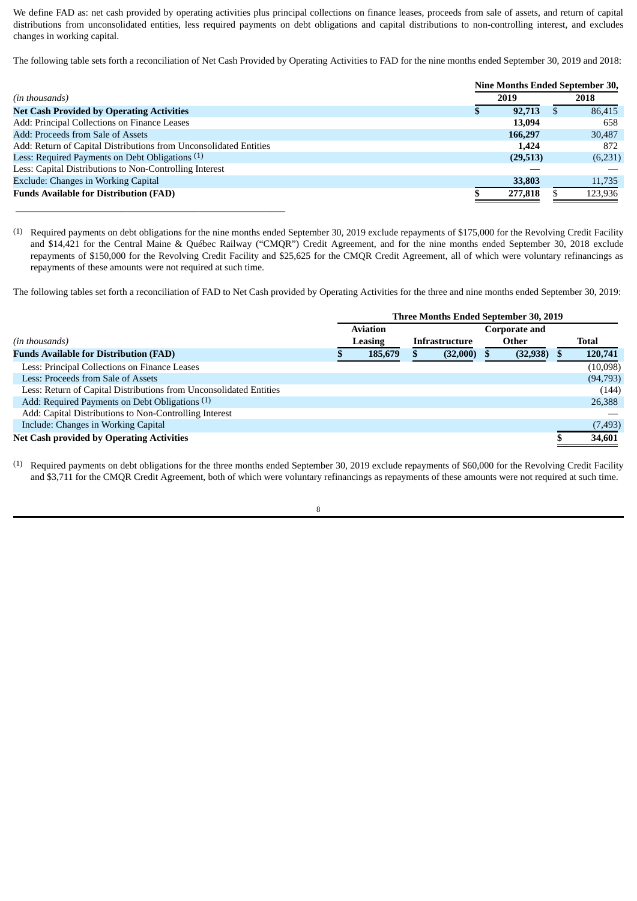We define FAD as: net cash provided by operating activities plus principal collections on finance leases, proceeds from sale of assets, and return of capital distributions from unconsolidated entities, less required payments on debt obligations and capital distributions to non-controlling interest, and excludes changes in working capital.

The following table sets forth a reconciliation of Net Cash Provided by Operating Activities to FAD for the nine months ended September 30, 2019 and 2018:

| | Nine Months Ended September 30, | |
|---|---|---|
| *(in thousands)* | 2019 | 2018 |
| **Net Cash Provided by Operating Activities** | **$ 92,713** | $ 86,415 |
| Add: Principal Collections on Finance Leases | **13,094** | 658 |
| Add: Proceeds from Sale of Assets | **166,297** | 30,487 |
| Add: Return of Capital Distributions from Unconsolidated Entities | **1,424** | 872 |
| Less: Required Payments on Debt Obligations [1] | **(29,513)** | (6,231) |
| Less: Capital Distributions to Non-Controlling Interest | **—** | — |
| Exclude: Changes in Working Capital | **33,803** | 11,735 |
| **Funds Available for Distribution (FAD)** | **$ 277,818** | $ 123,936 |

[1] Required payments on debt obligations for the nine months ended September 30, 2019 exclude repayments of $175,000 for the Revolving Credit Facility and $14,421 for the Central Maine & Québec Railway ("CMQR") Credit Agreement, and for the nine months ended September 30, 2018 exclude repayments of $150,000 for the Revolving Credit Facility and $25,625 for the CMQR Credit Agreement, all of which were voluntary refinancings as repayments of these amounts were not required at such time.

The following tables set forth a reconciliation of FAD to Net Cash provided by Operating Activities for the three and nine months ended September 30, 2019:

| | Three Months Ended September 30, 2019 | | | |
|---|---|---|---|---|
| *(in thousands)* | Aviation Leasing | Infrastructure | Corporate and Other | Total |
| **Funds Available for Distribution (FAD)** | **$ 185,679** | **$ (32,000)** | **$ (32,938)** | **$ 120,741** |
| Less: Principal Collections on Finance Leases | | | | (10,098) |
| Less: Proceeds from Sale of Assets | | | | (94,793) |
| Less: Return of Capital Distributions from Unconsolidated Entities | | | | (144) |
| Add: Required Payments on Debt Obligations [1] | | | | 26,388 |
| Add: Capital Distributions to Non-Controlling Interest | | | | — |
| Include: Changes in Working Capital | | | | (7,493) |
| **Net Cash provided by Operating Activities** | | | | **$ 34,601** |

[1] Required payments on debt obligations for the three months ended September 30, 2019 exclude repayments of $60,000 for the Revolving Credit Facility and $3,711 for the CMQR Credit Agreement, both of which were voluntary refinancings as repayments of these amounts were not required at such time.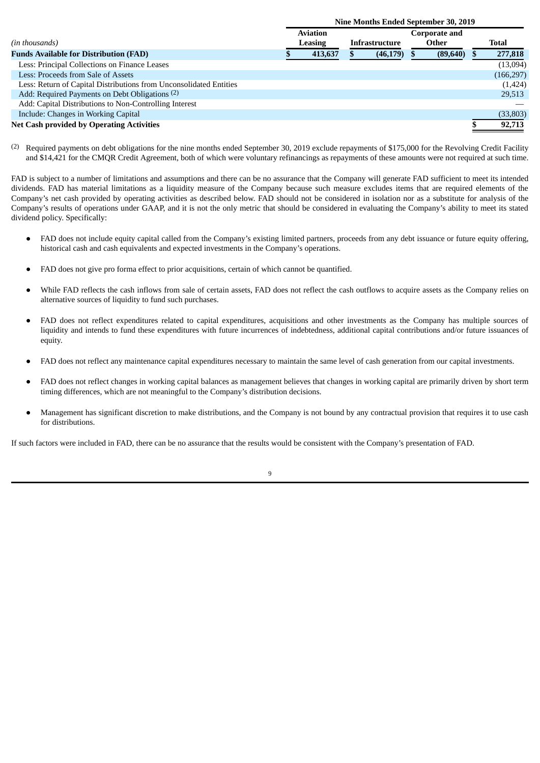| *(in thousands)* | Nine Months Ended September 30, 2019 | | | |
|---|---|---|---|---|
| | Aviation Leasing | Infrastructure | Corporate and Other | Total |
| **Funds Available for Distribution (FAD)** | **$ 413,637** | **$ (46,179)** | **$ (89,640)** | **$ 277,818** |
| Less: Principal Collections on Finance Leases | | | | (13,094) |
| Less: Proceeds from Sale of Assets | | | | (166,297) |
| Less: Return of Capital Distributions from Unconsolidated Entities | | | | (1,424) |
| Add: Required Payments on Debt Obligations [(2)] | | | | 29,513 |
| Add: Capital Distributions to Non-Controlling Interest | | | | — |
| Include: Changes in Working Capital | | | | (33,803) |
| **Net Cash provided by Operating Activities** | | | | **$ 92,713** |

(2) Required payments on debt obligations for the nine months ended September 30, 2019 exclude repayments of $175,000 for the Revolving Credit Facility and $14,421 for the CMQR Credit Agreement, both of which were voluntary refinancings as repayments of these amounts were not required at such time.

FAD is subject to a number of limitations and assumptions and there can be no assurance that the Company will generate FAD sufficient to meet its intended dividends. FAD has material limitations as a liquidity measure of the Company because such measure excludes items that are required elements of the Company's net cash provided by operating activities as described below. FAD should not be considered in isolation nor as a substitute for analysis of the Company's results of operations under GAAP, and it is not the only metric that should be considered in evaluating the Company's ability to meet its stated dividend policy. Specifically:

- FAD does not include equity capital called from the Company's existing limited partners, proceeds from any debt issuance or future equity offering, historical cash and cash equivalents and expected investments in the Company's operations.
- FAD does not give pro forma effect to prior acquisitions, certain of which cannot be quantified.
- While FAD reflects the cash inflows from sale of certain assets, FAD does not reflect the cash outflows to acquire assets as the Company relies on alternative sources of liquidity to fund such purchases.
- FAD does not reflect expenditures related to capital expenditures, acquisitions and other investments as the Company has multiple sources of liquidity and intends to fund these expenditures with future incurrences of indebtedness, additional capital contributions and/or future issuances of equity.
- FAD does not reflect any maintenance capital expenditures necessary to maintain the same level of cash generation from our capital investments.
- FAD does not reflect changes in working capital balances as management believes that changes in working capital are primarily driven by short term timing differences, which are not meaningful to the Company's distribution decisions.
- Management has significant discretion to make distributions, and the Company is not bound by any contractual provision that requires it to use cash for distributions.

If such factors were included in FAD, there can be no assurance that the results would be consistent with the Company's presentation of FAD.